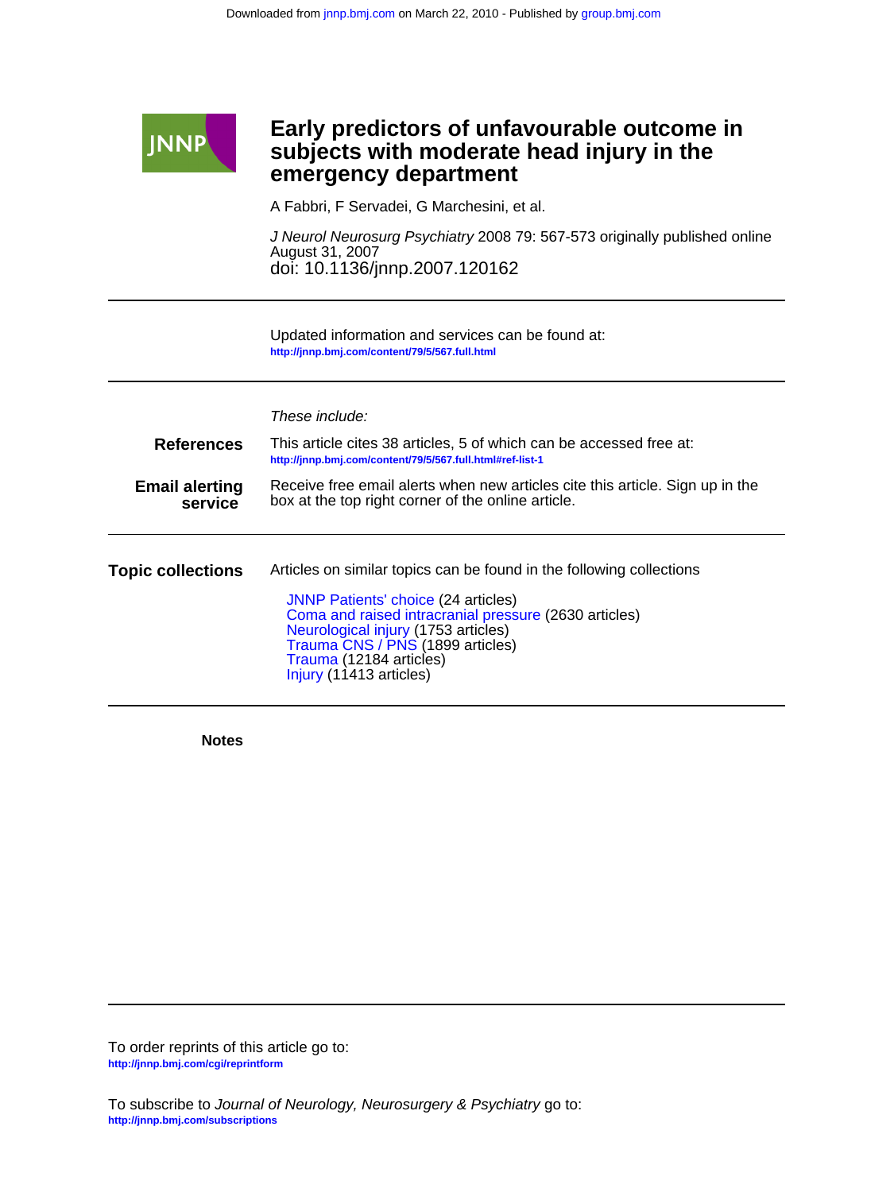# Early predictors of unfavourable outcome in subjects with moderate head injury in the emergency department

A Fabbri, F Servadei, G Marchesini, et al.

*J Neurol Neurosurg Psychiatry* 2008 79: 567-573 originally published online August 31, 2007

doi: 10.1136/jnnp.2007.120162

---

Updated information and services can be found at:
http://jnnp.bmj.com/content/79/5/567.full.html

---

*These include:*

**References**

This article cites 38 articles, 5 of which can be accessed free at:
http://jnnp.bmj.com/content/79/5/567.full.html#ref-list-1

**Email alerting service**

Receive free email alerts when new articles cite this article. Sign up in the box at the top right corner of the online article.

---

**Topic collections**

Articles on similar topics can be found in the following collections

- JNNP Patients' choice (24 articles)
- Coma and raised intracranial pressure (2630 articles)
- Neurological injury (1753 articles)
- Trauma CNS / PNS (1899 articles)
- Trauma (12184 articles)
- Injury (11413 articles)

---

**Notes**

---

To order reprints of this article go to:
http://jnnp.bmj.com/cgi/reprintform

To subscribe to *Journal of Neurology, Neurosurgery & Psychiatry* go to:
http://jnnp.bmj.com/subscriptions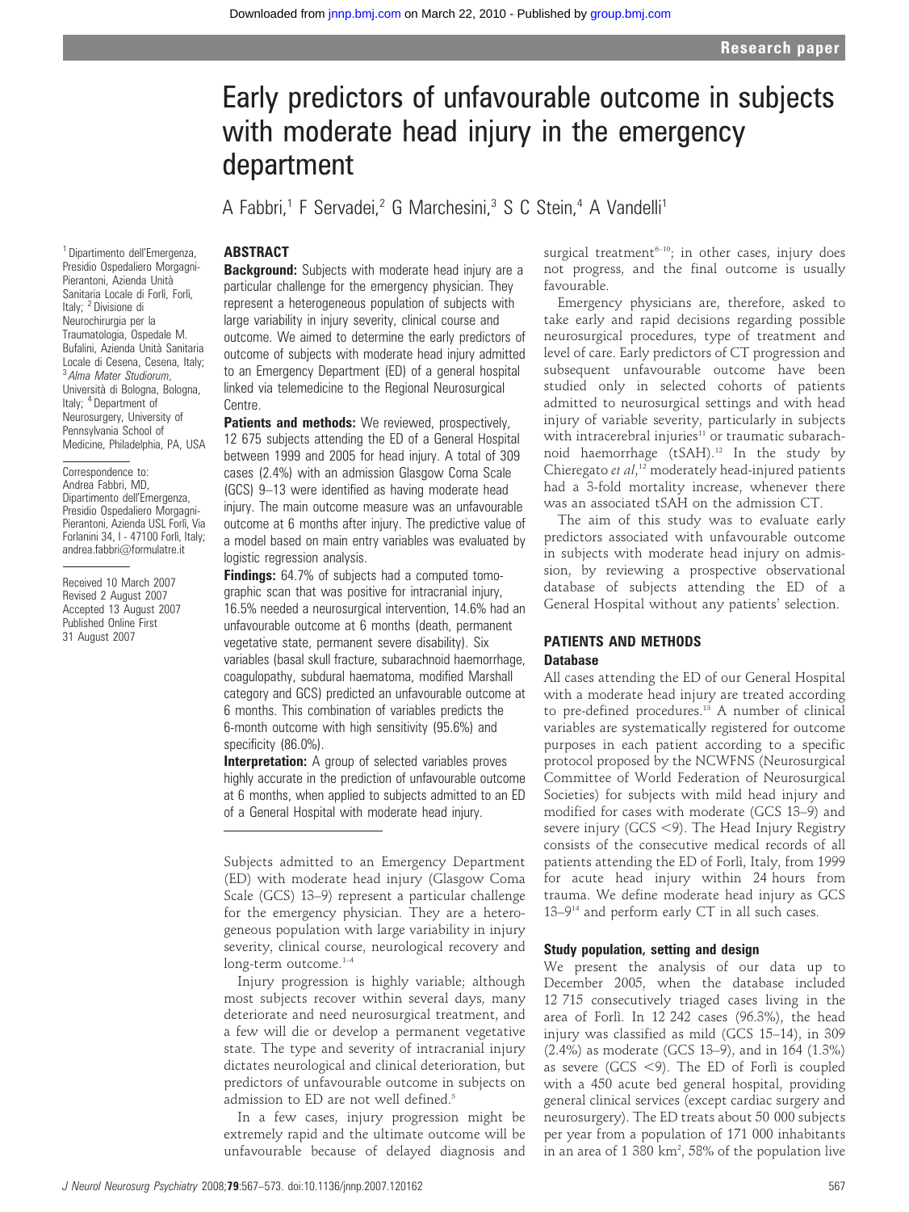# Early predictors of unfavourable outcome in subjects with moderate head injury in the emergency department

A Fabbri,[1] F Servadei,[2] G Marchesini,[3] S C Stein,[4] A Vandelli[1]

[1] Dipartimento dell'Emergenza, Presidio Ospedaliero Morgagni-Pierantoni, Azienda Unità Sanitaria Locale di Forlì, Forlì, Italy; [2] Divisione di Neurochirurgia per la Traumatologia, Ospedale M. Bufalini, Azienda Unità Sanitaria Locale di Cesena, Cesena, Italy; [3] *Alma Mater Studiorum*, Università di Bologna, Bologna, Italy; [4] Department of Neurosurgery, University of Pennsylvania School of Medicine, Philadelphia, PA, USA

Correspondence to: Andrea Fabbri, MD, Dipartimento dell'Emergenza, Presidio Ospedaliero Morgagni-Pierantoni, Azienda USL Forlì, Via Forlanini 34, I - 47100 Forlì, Italy; andrea.fabbri@formulatre.it

Received 10 March 2007
Revised 2 August 2007
Accepted 13 August 2007
Published Online First 31 August 2007

## ABSTRACT

**Background:** Subjects with moderate head injury are a particular challenge for the emergency physician. They represent a heterogeneous population of subjects with large variability in injury severity, clinical course and outcome. We aimed to determine the early predictors of outcome of subjects with moderate head injury admitted to an Emergency Department (ED) of a general hospital linked via telemedicine to the Regional Neurosurgical Centre.

**Patients and methods:** We reviewed, prospectively, 12 675 subjects attending the ED of a General Hospital between 1999 and 2005 for head injury. A total of 309 cases (2.4%) with an admission Glasgow Coma Scale (GCS) 9–13 were identified as having moderate head injury. The main outcome measure was an unfavourable outcome at 6 months after injury. The predictive value of a model based on main entry variables was evaluated by logistic regression analysis.

**Findings:** 64.7% of subjects had a computed tomographic scan that was positive for intracranial injury, 16.5% needed a neurosurgical intervention, 14.6% had an unfavourable outcome at 6 months (death, permanent vegetative state, permanent severe disability). Six variables (basal skull fracture, subarachnoid haemorrhage, coagulopathy, subdural haematoma, modified Marshall category and GCS) predicted an unfavourable outcome at 6 months. This combination of variables predicts the 6-month outcome with high sensitivity (95.6%) and specificity (86.0%).

**Interpretation:** A group of selected variables proves highly accurate in the prediction of unfavourable outcome at 6 months, when applied to subjects admitted to an ED of a General Hospital with moderate head injury.

Subjects admitted to an Emergency Department (ED) with moderate head injury (Glasgow Coma Scale (GCS) 13–9) represent a particular challenge for the emergency physician. They are a heterogeneous population with large variability in injury severity, clinical course, neurological recovery and long-term outcome.[1–4]

Injury progression is highly variable; although most subjects recover within several days, many deteriorate and need neurosurgical treatment, and a few will die or develop a permanent vegetative state. The type and severity of intracranial injury dictates neurological and clinical deterioration, but predictors of unfavourable outcome in subjects on admission to ED are not well defined.[5]

In a few cases, injury progression might be extremely rapid and the ultimate outcome will be unfavourable because of delayed diagnosis and surgical treatment[6–10]; in other cases, injury does not progress, and the final outcome is usually favourable.

Emergency physicians are, therefore, asked to take early and rapid decisions regarding possible neurosurgical procedures, type of treatment and level of care. Early predictors of CT progression and subsequent unfavourable outcome have been studied only in selected cohorts of patients admitted to neurosurgical settings and with head injury of variable severity, particularly in subjects with intracerebral injuries[11] or traumatic subarachnoid haemorrhage (tSAH).[12] In the study by Chieregato *et al*,[12] moderately head-injured patients had a 3-fold mortality increase, whenever there was an associated tSAH on the admission CT.

The aim of this study was to evaluate early predictors associated with unfavourable outcome in subjects with moderate head injury on admission, by reviewing a prospective observational database of subjects attending the ED of a General Hospital without any patients' selection.

## PATIENTS AND METHODS

### Database

All cases attending the ED of our General Hospital with a moderate head injury are treated according to pre-defined procedures.[13] A number of clinical variables are systematically registered for outcome purposes in each patient according to a specific protocol proposed by the NCWFNS (Neurosurgical Committee of World Federation of Neurosurgical Societies) for subjects with mild head injury and modified for cases with moderate (GCS 13–9) and severe injury (GCS <9). The Head Injury Registry consists of the consecutive medical records of all patients attending the ED of Forlì, Italy, from 1999 for acute head injury within 24 hours from trauma. We define moderate head injury as GCS 13–9[14] and perform early CT in all such cases.

### Study population, setting and design

We present the analysis of our data up to December 2005, when the database included 12 715 consecutively triaged cases living in the area of Forlì. In 12 242 cases (96.3%), the head injury was classified as mild (GCS 15–14), in 309 (2.4%) as moderate (GCS 13–9), and in 164 (1.3%) as severe (GCS <9). The ED of Forlì is coupled with a 450 acute bed general hospital, providing general clinical services (except cardiac surgery and neurosurgery). The ED treats about 50 000 subjects per year from a population of 171 000 inhabitants in an area of 1 380 km$^2$, 58% of the population live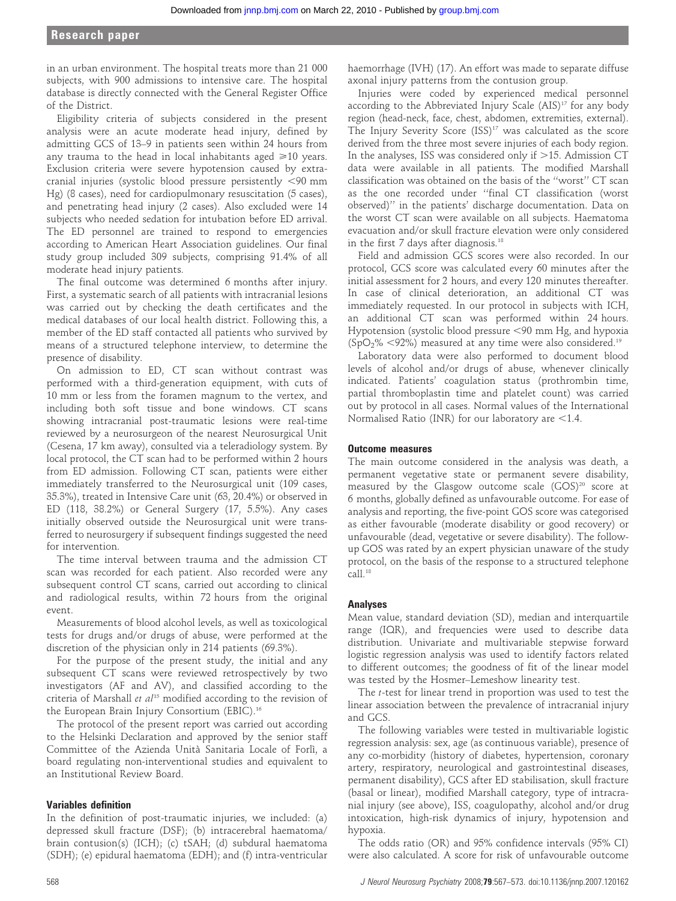in an urban environment. The hospital treats more than 21 000 subjects, with 900 admissions to intensive care. The hospital database is directly connected with the General Register Office of the District.

Eligibility criteria of subjects considered in the present analysis were an acute moderate head injury, defined by admitting GCS of 13–9 in patients seen within 24 hours from any trauma to the head in local inhabitants aged ⩾10 years. Exclusion criteria were severe hypotension caused by extracranial injuries (systolic blood pressure persistently <90 mm Hg) (8 cases), need for cardiopulmonary resuscitation (5 cases), and penetrating head injury (2 cases). Also excluded were 14 subjects who needed sedation for intubation before ED arrival. The ED personnel are trained to respond to emergencies according to American Heart Association guidelines. Our final study group included 309 subjects, comprising 91.4% of all moderate head injury patients.

The final outcome was determined 6 months after injury. First, a systematic search of all patients with intracranial lesions was carried out by checking the death certificates and the medical databases of our local health district. Following this, a member of the ED staff contacted all patients who survived by means of a structured telephone interview, to determine the presence of disability.

On admission to ED, CT scan without contrast was performed with a third-generation equipment, with cuts of 10 mm or less from the foramen magnum to the vertex, and including both soft tissue and bone windows. CT scans showing intracranial post-traumatic lesions were real-time reviewed by a neurosurgeon of the nearest Neurosurgical Unit (Cesena, 17 km away), consulted via a teleradiology system. By local protocol, the CT scan had to be performed within 2 hours from ED admission. Following CT scan, patients were either immediately transferred to the Neurosurgical unit (109 cases, 35.3%), treated in Intensive Care unit (63, 20.4%) or observed in ED (118, 38.2%) or General Surgery (17, 5.5%). Any cases initially observed outside the Neurosurgical unit were transferred to neurosurgery if subsequent findings suggested the need for intervention.

The time interval between trauma and the admission CT scan was recorded for each patient. Also recorded were any subsequent control CT scans, carried out according to clinical and radiological results, within 72 hours from the original event.

Measurements of blood alcohol levels, as well as toxicological tests for drugs and/or drugs of abuse, were performed at the discretion of the physician only in 214 patients (69.3%).

For the purpose of the present study, the initial and any subsequent CT scans were reviewed retrospectively by two investigators (AF and AV), and classified according to the criteria of Marshall *et al*[15] modified according to the revision of the European Brain Injury Consortium (EBIC).[16]

The protocol of the present report was carried out according to the Helsinki Declaration and approved by the senior staff Committee of the Azienda Unità Sanitaria Locale of Forlì, a board regulating non-interventional studies and equivalent to an Institutional Review Board.

### Variables definition

In the definition of post-traumatic injuries, we included: (a) depressed skull fracture (DSF); (b) intracerebral haematoma/brain contusion(s) (ICH); (c) tSAH; (d) subdural haematoma (SDH); (e) epidural haematoma (EDH); and (f) intra-ventricular haemorrhage (IVH) (17). An effort was made to separate diffuse axonal injury patterns from the contusion group.

Injuries were coded by experienced medical personnel according to the Abbreviated Injury Scale (AIS)[17] for any body region (head-neck, face, chest, abdomen, extremities, external). The Injury Severity Score (ISS)[17] was calculated as the score derived from the three most severe injuries of each body region. In the analyses, ISS was considered only if >15. Admission CT data were available in all patients. The modified Marshall classification was obtained on the basis of the "worst" CT scan as the one recorded under "final CT classification (worst observed)" in the patients' discharge documentation. Data on the worst CT scan were available on all subjects. Haematoma evacuation and/or skull fracture elevation were only considered in the first 7 days after diagnosis.[18]

Field and admission GCS scores were also recorded. In our protocol, GCS score was calculated every 60 minutes after the initial assessment for 2 hours, and every 120 minutes thereafter. In case of clinical deterioration, an additional CT was immediately requested. In our protocol in subjects with ICH, an additional CT scan was performed within 24 hours. Hypotension (systolic blood pressure <90 mm Hg, and hypoxia ($SpO_2$% <92%) measured at any time were also considered.[19]

Laboratory data were also performed to document blood levels of alcohol and/or drugs of abuse, whenever clinically indicated. Patients' coagulation status (prothrombin time, partial thromboplastin time and platelet count) was carried out by protocol in all cases. Normal values of the International Normalised Ratio (INR) for our laboratory are <1.4.

### Outcome measures

The main outcome considered in the analysis was death, a permanent vegetative state or permanent severe disability, measured by the Glasgow outcome scale (GOS)[20] score at 6 months, globally defined as unfavourable outcome. For ease of analysis and reporting, the five-point GOS score was categorised as either favourable (moderate disability or good recovery) or unfavourable (dead, vegetative or severe disability). The follow-up GOS was rated by an expert physician unaware of the study protocol, on the basis of the response to a structured telephone call.[18]

### Analyses

Mean value, standard deviation (SD), median and interquartile range (IQR), and frequencies were used to describe data distribution. Univariate and multivariable stepwise forward logistic regression analysis was used to identify factors related to different outcomes; the goodness of fit of the linear model was tested by the Hosmer–Lemeshow linearity test.

The *t*-test for linear trend in proportion was used to test the linear association between the prevalence of intracranial injury and GCS.

The following variables were tested in multivariable logistic regression analysis: sex, age (as continuous variable), presence of any co-morbidity (history of diabetes, hypertension, coronary artery, respiratory, neurological and gastrointestinal diseases, permanent disability), GCS after ED stabilisation, skull fracture (basal or linear), modified Marshall category, type of intracranial injury (see above), ISS, coagulopathy, alcohol and/or drug intoxication, high-risk dynamics of injury, hypotension and hypoxia.

The odds ratio (OR) and 95% confidence intervals (95% CI) were also calculated. A score for risk of unfavourable outcome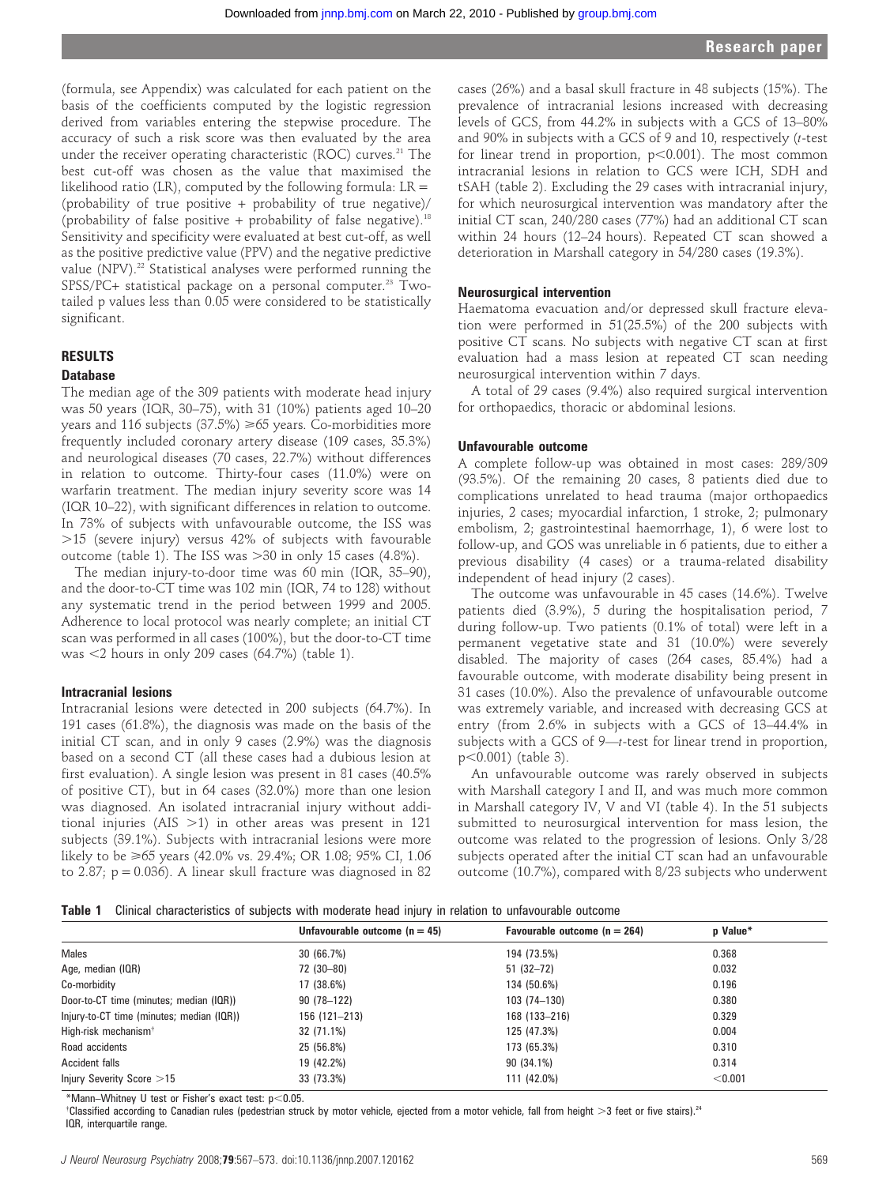(formula, see Appendix) was calculated for each patient on the basis of the coefficients computed by the logistic regression derived from variables entering the stepwise procedure. The accuracy of such a risk score was then evaluated by the area under the receiver operating characteristic (ROC) curves.[21] The best cut-off was chosen as the value that maximised the likelihood ratio (LR), computed by the following formula: LR = (probability of true positive + probability of true negative)/(probability of false positive + probability of false negative).[18] Sensitivity and specificity were evaluated at best cut-off, as well as the positive predictive value (PPV) and the negative predictive value (NPV).[22] Statistical analyses were performed running the SPSS/PC+ statistical package on a personal computer.[23] Two-tailed p values less than 0.05 were considered to be statistically significant.

## RESULTS

### Database

The median age of the 309 patients with moderate head injury was 50 years (IQR, 30–75), with 31 (10%) patients aged 10–20 years and 116 subjects (37.5%) ⩾65 years. Co-morbidities more frequently included coronary artery disease (109 cases, 35.3%) and neurological diseases (70 cases, 22.7%) without differences in relation to outcome. Thirty-four cases (11.0%) were on warfarin treatment. The median injury severity score was 14 (IQR 10–22), with significant differences in relation to outcome. In 73% of subjects with unfavourable outcome, the ISS was >15 (severe injury) versus 42% of subjects with favourable outcome (table 1). The ISS was >30 in only 15 cases (4.8%).

The median injury-to-door time was 60 min (IQR, 35–90), and the door-to-CT time was 102 min (IQR, 74 to 128) without any systematic trend in the period between 1999 and 2005. Adherence to local protocol was nearly complete; an initial CT scan was performed in all cases (100%), but the door-to-CT time was <2 hours in only 209 cases (64.7%) (table 1).

### Intracranial lesions

Intracranial lesions were detected in 200 subjects (64.7%). In 191 cases (61.8%), the diagnosis was made on the basis of the initial CT scan, and in only 9 cases (2.9%) was the diagnosis based on a second CT (all these cases had a dubious lesion at first evaluation). A single lesion was present in 81 cases (40.5% of positive CT), but in 64 cases (32.0%) more than one lesion was diagnosed. An isolated intracranial injury without additional injuries (AIS >1) in other areas was present in 121 subjects (39.1%). Subjects with intracranial lesions were more likely to be ⩾65 years (42.0% vs. 29.4%; OR 1.08; 95% CI, 1.06 to 2.87; p = 0.036). A linear skull fracture was diagnosed in 82 cases (26%) and a basal skull fracture in 48 subjects (15%). The prevalence of intracranial lesions increased with decreasing levels of GCS, from 44.2% in subjects with a GCS of 13–80% and 90% in subjects with a GCS of 9 and 10, respectively (*t*-test for linear trend in proportion, p<0.001). The most common intracranial lesions in relation to GCS were ICH, SDH and tSAH (table 2). Excluding the 29 cases with intracranial injury, for which neurosurgical intervention was mandatory after the initial CT scan, 240/280 cases (77%) had an additional CT scan within 24 hours (12–24 hours). Repeated CT scan showed a deterioration in Marshall category in 54/280 cases (19.3%).

### Neurosurgical intervention

Haematoma evacuation and/or depressed skull fracture elevation were performed in 51(25.5%) of the 200 subjects with positive CT scans. No subjects with negative CT scan at first evaluation had a mass lesion at repeated CT scan needing neurosurgical intervention within 7 days.

A total of 29 cases (9.4%) also required surgical intervention for orthopaedics, thoracic or abdominal lesions.

### Unfavourable outcome

A complete follow-up was obtained in most cases: 289/309 (93.5%). Of the remaining 20 cases, 8 patients died due to complications unrelated to head trauma (major orthopaedics injuries, 2 cases; myocardial infarction, 1 stroke, 2; pulmonary embolism, 2; gastrointestinal haemorrhage, 1), 6 were lost to follow-up, and GOS was unreliable in 6 patients, due to either a previous disability (4 cases) or a trauma-related disability independent of head injury (2 cases).

The outcome was unfavourable in 45 cases (14.6%). Twelve patients died (3.9%), 5 during the hospitalisation period, 7 during follow-up. Two patients (0.1% of total) were left in a permanent vegetative state and 31 (10.0%) were severely disabled. The majority of cases (264 cases, 85.4%) had a favourable outcome, with moderate disability being present in 31 cases (10.0%). Also the prevalence of unfavourable outcome was extremely variable, and increased with decreasing GCS at entry (from 2.6% in subjects with a GCS of 13–44.4% in subjects with a GCS of 9—*t*-test for linear trend in proportion, p<0.001) (table 3).

An unfavourable outcome was rarely observed in subjects with Marshall category I and II, and was much more common in Marshall category IV, V and VI (table 4). In the 51 subjects submitted to neurosurgical intervention for mass lesion, the outcome was related to the progression of lesions. Only 3/28 subjects operated after the initial CT scan had an unfavourable outcome (10.7%), compared with 8/23 subjects who underwent

**Table 1** Clinical characteristics of subjects with moderate head injury in relation to unfavourable outcome

| | Unfavourable outcome (n = 45) | Favourable outcome (n = 264) | p Value* |
|---|---|---|---|
| Males | 30 (66.7%) | 194 (73.5%) | 0.368 |
| Age, median (IQR) | 72 (30–80) | 51 (32–72) | 0.032 |
| Co-morbidity | 17 (38.6%) | 134 (50.6%) | 0.196 |
| Door-to-CT time (minutes; median (IQR)) | 90 (78–122) | 103 (74–130) | 0.380 |
| Injury-to-CT time (minutes; median (IQR)) | 156 (121–213) | 168 (133–216) | 0.329 |
| High-risk mechanism† | 32 (71.1%) | 125 (47.3%) | 0.004 |
| Road accidents | 25 (56.8%) | 173 (65.3%) | 0.310 |
| Accident falls | 19 (42.2%) | 90 (34.1%) | 0.314 |
| Injury Severity Score >15 | 33 (73.3%) | 111 (42.0%) | <0.001 |

*Mann–Whitney U test or Fisher's exact test: p<0.05.
†Classified according to Canadian rules (pedestrian struck by motor vehicle, ejected from a motor vehicle, fall from height >3 feet or five stairs).[24]
IQR, interquartile range.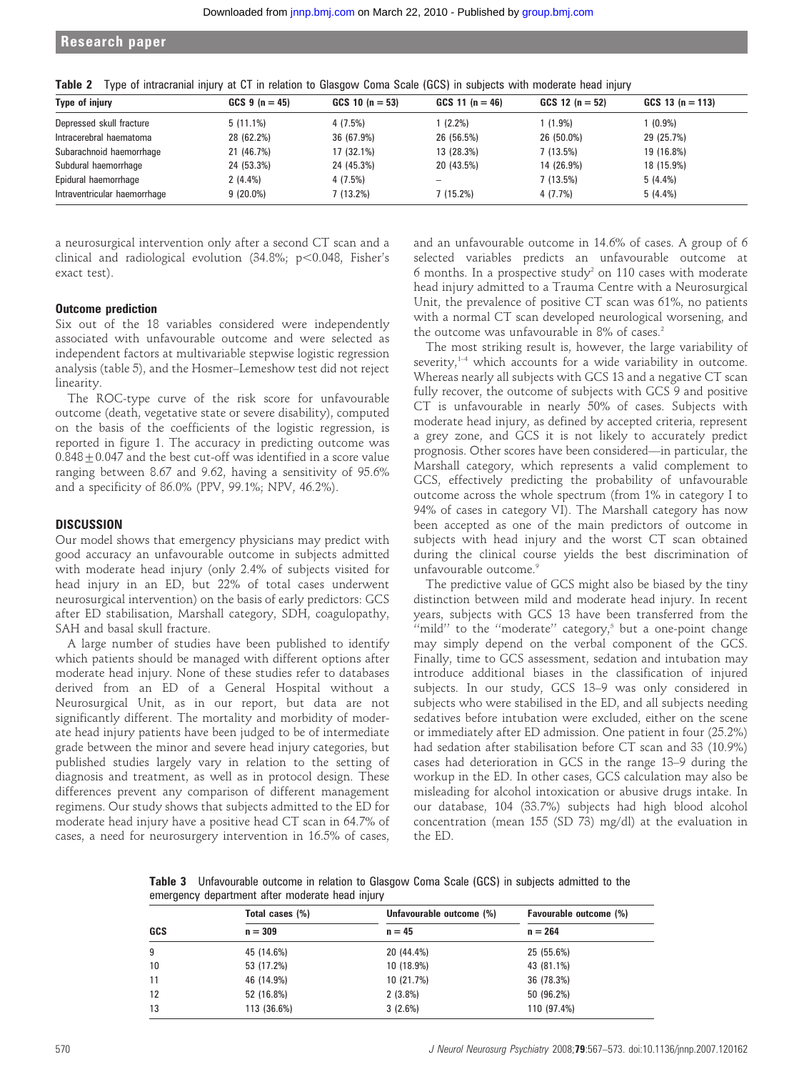**Table 2** Type of intracranial injury at CT in relation to Glasgow Coma Scale (GCS) in subjects with moderate head injury

| Type of injury | GCS 9 (n = 45) | GCS 10 (n = 53) | GCS 11 (n = 46) | GCS 12 (n = 52) | GCS 13 (n = 113) |
|---|---|---|---|---|---|
| Depressed skull fracture | 5 (11.1%) | 4 (7.5%) | 1 (2.2%) | 1 (1.9%) | 1 (0.9%) |
| Intracerebral haematoma | 28 (62.2%) | 36 (67.9%) | 26 (56.5%) | 26 (50.0%) | 29 (25.7%) |
| Subarachnoid haemorrhage | 21 (46.7%) | 17 (32.1%) | 13 (28.3%) | 7 (13.5%) | 19 (16.8%) |
| Subdural haemorrhage | 24 (53.3%) | 24 (45.3%) | 20 (43.5%) | 14 (26.9%) | 18 (15.9%) |
| Epidural haemorrhage | 2 (4.4%) | 4 (7.5%) | – | 7 (13.5%) | 5 (4.4%) |
| Intraventricular haemorrhage | 9 (20.0%) | 7 (13.2%) | 7 (15.2%) | 4 (7.7%) | 5 (4.4%) |

a neurosurgical intervention only after a second CT scan and a clinical and radiological evolution (34.8%; $p<0.048$, Fisher's exact test).

### Outcome prediction

Six out of the 18 variables considered were independently associated with unfavourable outcome and were selected as independent factors at multivariable stepwise logistic regression analysis (table 5), and the Hosmer–Lemeshow test did not reject linearity.

The ROC-type curve of the risk score for unfavourable outcome (death, vegetative state or severe disability), computed on the basis of the coefficients of the logistic regression, is reported in figure 1. The accuracy in predicting outcome was $0.848 \pm 0.047$ and the best cut-off was identified in a score value ranging between 8.67 and 9.62, having a sensitivity of 95.6% and a specificity of 86.0% (PPV, 99.1%; NPV, 46.2%).

## DISCUSSION

Our model shows that emergency physicians may predict with good accuracy an unfavourable outcome in subjects admitted with moderate head injury (only 2.4% of subjects visited for head injury in an ED, but 22% of total cases underwent neurosurgical intervention) on the basis of early predictors: GCS after ED stabilisation, Marshall category, SDH, coagulopathy, SAH and basal skull fracture.

A large number of studies have been published to identify which patients should be managed with different options after moderate head injury. None of these studies refer to databases derived from an ED of a General Hospital without a Neurosurgical Unit, as in our report, but data are not significantly different. The mortality and morbidity of moderate head injury patients have been judged to be of intermediate grade between the minor and severe head injury categories, but published studies largely vary in relation to the setting of diagnosis and treatment, as well as in protocol design. These differences prevent any comparison of different management regimens. Our study shows that subjects admitted to the ED for moderate head injury have a positive head CT scan in 64.7% of cases, a need for neurosurgery intervention in 16.5% of cases, and an unfavourable outcome in 14.6% of cases. A group of 6 selected variables predicts an unfavourable outcome at 6 months. In a prospective study[2] on 110 cases with moderate head injury admitted to a Trauma Centre with a Neurosurgical Unit, the prevalence of positive CT scan was 61%, no patients with a normal CT scan developed neurological worsening, and the outcome was unfavourable in 8% of cases.[2]

The most striking result is, however, the large variability of severity,[1–4] which accounts for a wide variability in outcome. Whereas nearly all subjects with GCS 13 and a negative CT scan fully recover, the outcome of subjects with GCS 9 and positive CT is unfavourable in nearly 50% of cases. Subjects with moderate head injury, as defined by accepted criteria, represent a grey zone, and GCS it is not likely to accurately predict prognosis. Other scores have been considered—in particular, the Marshall category, which represents a valid complement to GCS, effectively predicting the probability of unfavourable outcome across the whole spectrum (from 1% in category I to 94% of cases in category VI). The Marshall category has now been accepted as one of the main predictors of outcome in subjects with head injury and the worst CT scan obtained during the clinical course yields the best discrimination of unfavourable outcome.[9]

The predictive value of GCS might also be biased by the tiny distinction between mild and moderate head injury. In recent years, subjects with GCS 13 have been transferred from the "mild" to the "moderate" category,[5] but a one-point change may simply depend on the verbal component of the GCS. Finally, time to GCS assessment, sedation and intubation may introduce additional biases in the classification of injured subjects. In our study, GCS 13–9 was only considered in subjects who were stabilised in the ED, and all subjects needing sedatives before intubation were excluded, either on the scene or immediately after ED admission. One patient in four (25.2%) had sedation after stabilisation before CT scan and 33 (10.9%) cases had deterioration in GCS in the range 13–9 during the workup in the ED. In other cases, GCS calculation may also be misleading for alcohol intoxication or abusive drugs intake. In our database, 104 (33.7%) subjects had high blood alcohol concentration (mean 155 (SD 73) mg/dl) at the evaluation in the ED.

**Table 3** Unfavourable outcome in relation to Glasgow Coma Scale (GCS) in subjects admitted to the emergency department after moderate head injury

| GCS | Total cases (%) n = 309 | Unfavourable outcome (%) n = 45 | Favourable outcome (%) n = 264 |
|---|---|---|---|
| 9 | 45 (14.6%) | 20 (44.4%) | 25 (55.6%) |
| 10 | 53 (17.2%) | 10 (18.9%) | 43 (81.1%) |
| 11 | 46 (14.9%) | 10 (21.7%) | 36 (78.3%) |
| 12 | 52 (16.8%) | 2 (3.8%) | 50 (96.2%) |
| 13 | 113 (36.6%) | 3 (2.6%) | 110 (97.4%) |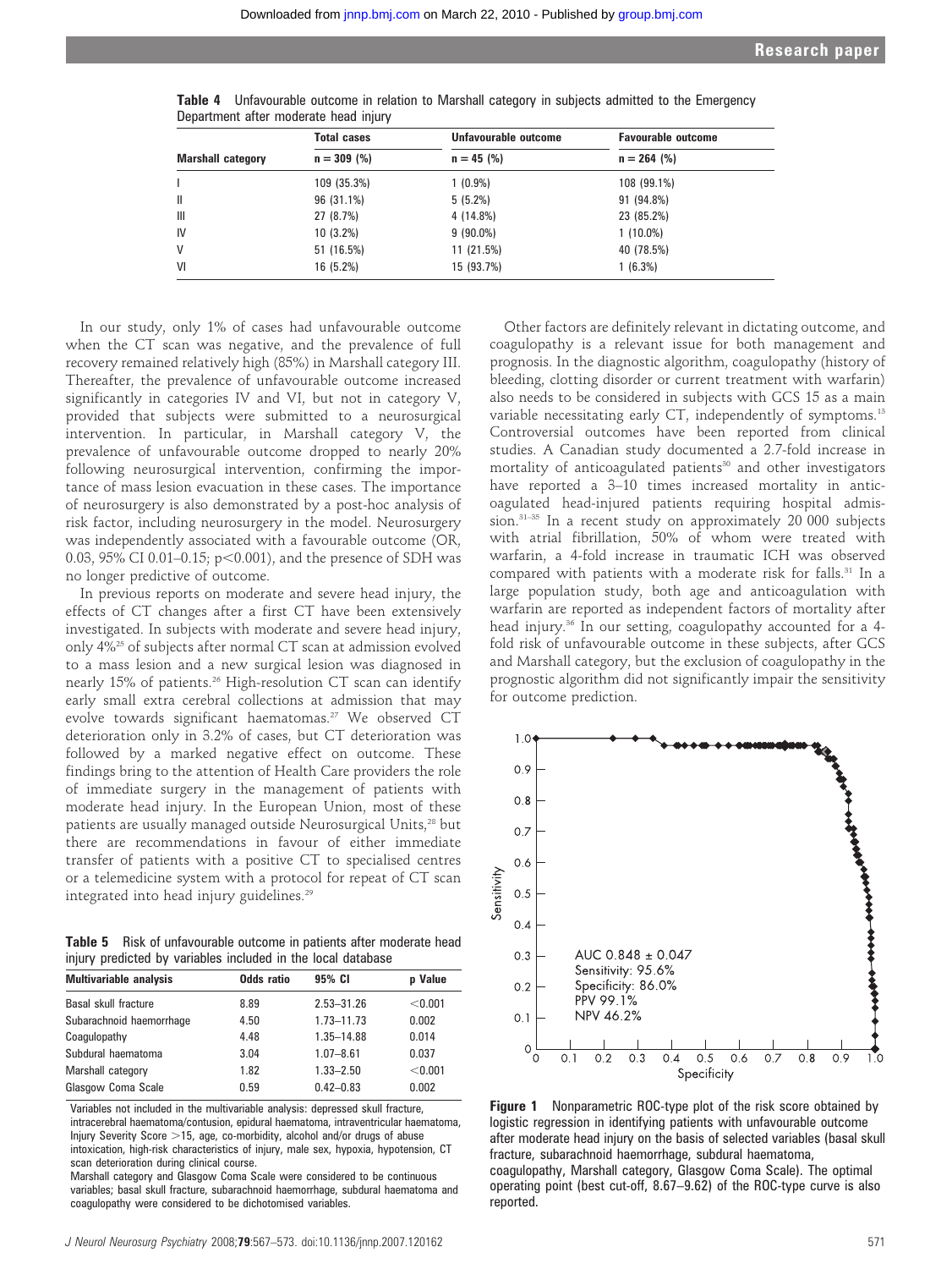**Table 4** Unfavourable outcome in relation to Marshall category in subjects admitted to the Emergency Department after moderate head injury

| Marshall category | Total cases n = 309 (%) | Unfavourable outcome n = 45 (%) | Favourable outcome n = 264 (%) |
|---|---|---|---|
| I | 109 (35.3%) | 1 (0.9%) | 108 (99.1%) |
| II | 96 (31.1%) | 5 (5.2%) | 91 (94.8%) |
| III | 27 (8.7%) | 4 (14.8%) | 23 (85.2%) |
| IV | 10 (3.2%) | 9 (90.0%) | 1 (10.0%) |
| V | 51 (16.5%) | 11 (21.5%) | 40 (78.5%) |
| VI | 16 (5.2%) | 15 (93.7%) | 1 (6.3%) |

In our study, only 1% of cases had unfavourable outcome when the CT scan was negative, and the prevalence of full recovery remained relatively high (85%) in Marshall category III. Thereafter, the prevalence of unfavourable outcome increased significantly in categories IV and VI, but not in category V, provided that subjects were submitted to a neurosurgical intervention. In particular, in Marshall category V, the prevalence of unfavourable outcome dropped to nearly 20% following neurosurgical intervention, confirming the importance of mass lesion evacuation in these cases. The importance of neurosurgery is also demonstrated by a post-hoc analysis of risk factor, including neurosurgery in the model. Neurosurgery was independently associated with a favourable outcome (OR, 0.03, 95% CI 0.01–0.15; $p<0.001$), and the presence of SDH was no longer predictive of outcome.

In previous reports on moderate and severe head injury, the effects of CT changes after a first CT have been extensively investigated. In subjects with moderate and severe head injury, only 4%[25] of subjects after normal CT scan at admission evolved to a mass lesion and a new surgical lesion was diagnosed in nearly 15% of patients.[26] High-resolution CT scan can identify early small extra cerebral collections at admission that may evolve towards significant haematomas.[27] We observed CT deterioration only in 3.2% of cases, but CT deterioration was followed by a marked negative effect on outcome. These findings bring to the attention of Health Care providers the role of immediate surgery in the management of patients with moderate head injury. In the European Union, most of these patients are usually managed outside Neurosurgical Units,[28] but there are recommendations in favour of either immediate transfer of patients with a positive CT to specialised centres or a telemedicine system with a protocol for repeat of CT scan integrated into head injury guidelines.[29]

**Table 5** Risk of unfavourable outcome in patients after moderate head injury predicted by variables included in the local database

| Multivariable analysis | Odds ratio | 95% CI | p Value |
|---|---|---|---|
| Basal skull fracture | 8.89 | 2.53–31.26 | <0.001 |
| Subarachnoid haemorrhage | 4.50 | 1.73–11.73 | 0.002 |
| Coagulopathy | 4.48 | 1.35–14.88 | 0.014 |
| Subdural haematoma | 3.04 | 1.07–8.61 | 0.037 |
| Marshall category | 1.82 | 1.33–2.50 | <0.001 |
| Glasgow Coma Scale | 0.59 | 0.42–0.83 | 0.002 |

Variables not included in the multivariable analysis: depressed skull fracture, intracerebral haematoma/contusion, epidural haematoma, intraventricular haematoma, Injury Severity Score >15, age, co-morbidity, alcohol and/or drugs of abuse intoxication, high-risk characteristics of injury, male sex, hypoxia, hypotension, CT scan deterioration during clinical course.
Marshall category and Glasgow Coma Scale were considered to be continuous variables; basal skull fracture, subarachnoid haemorrhage, subdural haematoma and coagulopathy were considered to be dichotomised variables.

Other factors are definitely relevant in dictating outcome, and coagulopathy is a relevant issue for both management and prognosis. In the diagnostic algorithm, coagulopathy (history of bleeding, clotting disorder or current treatment with warfarin) also needs to be considered in subjects with GCS 15 as a main variable necessitating early CT, independently of symptoms.[13] Controversial outcomes have been reported from clinical studies. A Canadian study documented a 2.7-fold increase in mortality of anticoagulated patients[30] and other investigators have reported a 3–10 times increased mortality in anticoagulated head-injured patients requiring hospital admission.[31–35] In a recent study on approximately 20 000 subjects with atrial fibrillation, 50% of whom were treated with warfarin, a 4-fold increase in traumatic ICH was observed compared with patients with a moderate risk for falls.[31] In a large population study, both age and anticoagulation with warfarin are reported as independent factors of mortality after head injury.[36] In our setting, coagulopathy accounted for a 4-fold risk of unfavourable outcome in these subjects, after GCS and Marshall category, but the exclusion of coagulopathy in the prognostic algorithm did not significantly impair the sensitivity for outcome prediction.

AUC 0.848 ± 0.047
Sensitivity: 95.6%
Specificity: 86.0%
PPV 99.1%
NPV 46.2%

**Figure 1** Nonparametric ROC-type plot of the risk score obtained by logistic regression in identifying patients with unfavourable outcome after moderate head injury on the basis of selected variables (basal skull fracture, subarachnoid haemorrhage, subdural haematoma, coagulopathy, Marshall category, Glasgow Coma Scale). The optimal operating point (best cut-off, 8.67–9.62) of the ROC-type curve is also reported.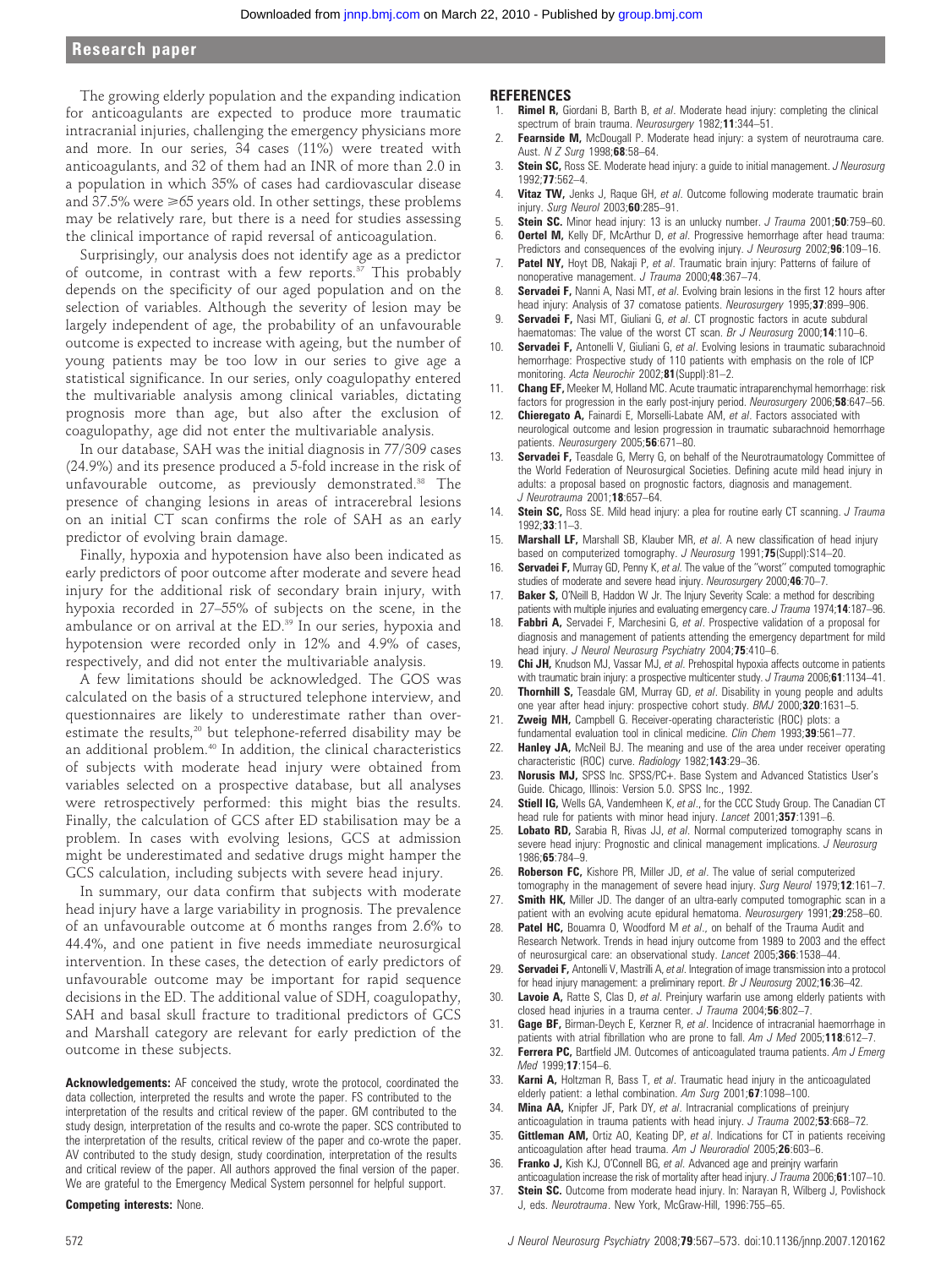The growing elderly population and the expanding indication for anticoagulants are expected to produce more traumatic intracranial injuries, challenging the emergency physicians more and more. In our series, 34 cases (11%) were treated with anticoagulants, and 32 of them had an INR of more than 2.0 in a population in which 35% of cases had cardiovascular disease and 37.5% were ≥65 years old. In other settings, these problems may be relatively rare, but there is a need for studies assessing the clinical importance of rapid reversal of anticoagulation.

Surprisingly, our analysis does not identify age as a predictor of outcome, in contrast with a few reports.[37] This probably depends on the specificity of our aged population and on the selection of variables. Although the severity of lesion may be largely independent of age, the probability of an unfavourable outcome is expected to increase with ageing, but the number of young patients may be too low in our series to give age a statistical significance. In our series, only coagulopathy entered the multivariable analysis among clinical variables, dictating prognosis more than age, but also after the exclusion of coagulopathy, age did not enter the multivariable analysis.

In our database, SAH was the initial diagnosis in 77/309 cases (24.9%) and its presence produced a 5-fold increase in the risk of unfavourable outcome, as previously demonstrated.[38] The presence of changing lesions in areas of intracerebral lesions on an initial CT scan confirms the role of SAH as an early predictor of evolving brain damage.

Finally, hypoxia and hypotension have also been indicated as early predictors of poor outcome after moderate and severe head injury for the additional risk of secondary brain injury, with hypoxia recorded in 27–55% of subjects on the scene, in the ambulance or on arrival at the ED.[39] In our series, hypoxia and hypotension were recorded only in 12% and 4.9% of cases, respectively, and did not enter the multivariable analysis.

A few limitations should be acknowledged. The GOS was calculated on the basis of a structured telephone interview, and questionnaires are likely to underestimate rather than overestimate the results,[20] but telephone-referred disability may be an additional problem.[40] In addition, the clinical characteristics of subjects with moderate head injury were obtained from variables selected on a prospective database, but all analyses were retrospectively performed: this might bias the results. Finally, the calculation of GCS after ED stabilisation may be a problem. In cases with evolving lesions, GCS at admission might be underestimated and sedative drugs might hamper the GCS calculation, including subjects with severe head injury.

In summary, our data confirm that subjects with moderate head injury have a large variability in prognosis. The prevalence of an unfavourable outcome at 6 months ranges from 2.6% to 44.4%, and one patient in five needs immediate neurosurgical intervention. In these cases, the detection of early predictors of unfavourable outcome may be important for rapid sequence decisions in the ED. The additional value of SDH, coagulopathy, SAH and basal skull fracture to traditional predictors of GCS and Marshall category are relevant for early prediction of the outcome in these subjects.

**Acknowledgements:** AF conceived the study, wrote the protocol, coordinated the data collection, interpreted the results and wrote the paper. FS contributed to the interpretation of the results and critical review of the paper. GM contributed to the study design, interpretation of the results and co-wrote the paper. SCS contributed to the interpretation of the results, critical review of the paper and co-wrote the paper. AV contributed to the study design, study coordination, interpretation of the results and critical review of the paper. All authors approved the final version of the paper. We are grateful to the Emergency Medical System personnel for helpful support.

**Competing interests:** None.

## REFERENCES

1. **Rimel R,** Giordani B, Barth B, *et al*. Moderate head injury: completing the clinical spectrum of brain trauma. *Neurosurgery* 1982;**11**:344–51.
2. **Fearnside M,** McDougall P. Moderate head injury: a system of neurotrauma care. *Aust. N Z Surg* 1998;**68**:58–64.
3. **Stein SC,** Ross SE. Moderate head injury: a guide to initial management. *J Neurosurg* 1992;**77**:562–4.
4. **Vitaz TW,** Jenks J, Raque GH, *et al*. Outcome following moderate traumatic brain injury. *Surg Neurol* 2003;**60**:285–91.
5. **Stein SC.** Minor head injury: 13 is an unlucky number. *J Trauma* 2001;**50**:759–60.
6. **Oertel M,** Kelly DF, McArthur D, *et al*. Progressive hemorrhage after head trauma: Predictors and consequences of the evolving injury. *J Neurosurg* 2002;**96**:109–16.
7. **Patel NY,** Hoyt DB, Nakaji P, *et al*. Traumatic brain injury: Patterns of failure of nonoperative management. *J Trauma* 2000;**48**:367–74.
8. **Servadei F,** Nanni A, Nasi MT, *et al*. Evolving brain lesions in the first 12 hours after head injury: Analysis of 37 comatose patients. *Neurosurgery* 1995;**37**:899–906.
9. **Servadei F,** Nasi MT, Giuliani G, *et al*. CT prognostic factors in acute subdural haematomas: The value of the worst CT scan. *Br J Neurosurg* 2000;**14**:110–6.
10. **Servadei F,** Antonelli V, Giuliani G, *et al*. Evolving lesions in traumatic subarachnoid hemorrhage: Prospective study of 110 patients with emphasis on the role of ICP monitoring. *Acta Neurochir* 2002;**81**(Suppl):81–2.
11. **Chang EF,** Meeker M, Holland MC. Acute traumatic intraparenchymal hemorrhage: risk factors for progression in the early post-injury period. *Neurosurgery* 2006;**58**:647–56.
12. **Chieregato A,** Fainardi E, Morselli-Labate AM, *et al*. Factors associated with neurological outcome and lesion progression in traumatic subarachnoid hemorrhage patients. *Neurosurgery* 2005;**56**:671–80.
13. **Servadei F,** Teasdale G, Merry G, on behalf of the Neurotraumatology Committee of the World Federation of Neurosurgical Societies. Defining acute mild head injury in adults: a proposal based on prognostic factors, diagnosis and management. *J Neurotrauma* 2001;**18**:657–64.
14. **Stein SC,** Ross SE. Mild head injury: a plea for routine early CT scanning. *J Trauma* 1992;**33**:11–3.
15. **Marshall LF,** Marshall SB, Klauber MR, *et al*. A new classification of head injury based on computerized tomography. *J Neurosurg* 1991;**75**(Suppl):S14–20.
16. **Servadei F,** Murray GD, Penny K, *et al*. The value of the "worst" computed tomographic studies of moderate and severe head injury. *Neurosurgery* 2000;**46**:70–7.
17. **Baker S,** O'Neill B, Haddon W Jr. The Injury Severity Scale: a method for describing patients with multiple injuries and evaluating emergency care. *J Trauma* 1974;**14**:187–96.
18. **Fabbri A,** Servadei F, Marchesini G, *et al*. Prospective validation of a proposal for diagnosis and management of patients attending the emergency department for mild head injury. *J Neurol Neurosurg Psychiatry* 2004;**75**:410–6.
19. **Chi JH,** Knudson MJ, Vassar MJ, *et al*. Prehospital hypoxia affects outcome in patients with traumatic brain injury: a prospective multicenter study. *J Trauma* 2006;**61**:1134–41.
20. **Thornhill S,** Teasdale GM, Murray GD, *et al*. Disability in young people and adults one year after head injury: prospective cohort study. *BMJ* 2000;**320**:1631–5.
21. **Zweig MH,** Campbell G. Receiver-operating characteristic (ROC) plots: a fundamental evaluation tool in clinical medicine. *Clin Chem* 1993;**39**:561–77.
22. **Hanley JA,** McNeil BJ. The meaning and use of the area under receiver operating characteristic (ROC) curve. *Radiology* 1982;**143**:29–36.
23. **Norusis MJ,** SPSS Inc. SPSS/PC+. Base System and Advanced Statistics User's Guide. Chicago, Illinois: Version 5.0. SPSS Inc., 1992.
24. **Stiell IG,** Wells GA, Vandemheen K, *et al*., for the CCC Study Group. The Canadian CT head rule for patients with minor head injury. *Lancet* 2001;**357**:1391–6.
25. **Lobato RD,** Sarabia R, Rivas JJ, *et al*. Normal computerized tomography scans in severe head injury: Prognostic and clinical management implications. *J Neurosurg* 1986;**65**:784–9.
26. **Roberson FC,** Kishore PR, Miller JD, *et al*. The value of serial computerized tomography in the management of severe head injury. *Surg Neurol* 1979;**12**:161–7.
27. **Smith HK,** Miller JD. The danger of an ultra-early computed tomographic scan in a patient with an evolving acute epidural hematoma. *Neurosurgery* 1991;**29**:258–60.
28. **Patel HC,** Bouamra O, Woodford M *et al*., on behalf of the Trauma Audit and Research Network. Trends in head injury outcome from 1989 to 2003 and the effect of neurosurgical care: an observational study. *Lancet* 2005;**366**:1538–44.
29. **Servadei F,** Antonelli V, Mastrilli A, *et al*. Integration of image transmission into a protocol for head injury management: a preliminary report. *Br J Neurosurg* 2002;**16**:36–42.
30. **Lavoie A,** Ratte S, Clas D, *et al*. Preinjury warfarin use among elderly patients with closed head injuries in a trauma center. *J Trauma* 2004;**56**:802–7.
31. **Gage BF,** Birman-Deych E, Kerzner R, *et al*. Incidence of intracranial haemorrhage in patients with atrial fibrillation who are prone to fall. *Am J Med* 2005;**118**:612–7.
32. **Ferrera PC,** Bartfield JM. Outcomes of anticoagulated trauma patients. *Am J Emerg Med* 1999;**17**:154–6.
33. **Karni A,** Holtzman R, Bass T, *et al*. Traumatic head injury in the anticoagulated elderly patient: a lethal combination. *Am Surg* 2001;**67**:1098–100.
34. **Mina AA,** Knipfer JF, Park DY, *et al*. Intracranial complications of preinjury anticoagulation in trauma patients with head injury. *J Trauma* 2002;**53**:668–72.
35. **Gittleman AM,** Ortiz AO, Keating DP, *et al*. Indications for CT in patients receiving anticoagulation after head trauma. *Am J Neuroradiol* 2005;**26**:603–6.
36. **Franko J,** Kish KJ, O'Connell BG, *et al*. Advanced age and preinjry warfarin anticoagulation increase the risk of mortality after head injury. *J Trauma* 2006;**61**:107–10.
37. **Stein SC.** Outcome from moderate head injury. In: Narayan R, Wilberg J, Povlishock J, eds. *Neurotrauma*. New York, McGraw-Hill, 1996:755–65.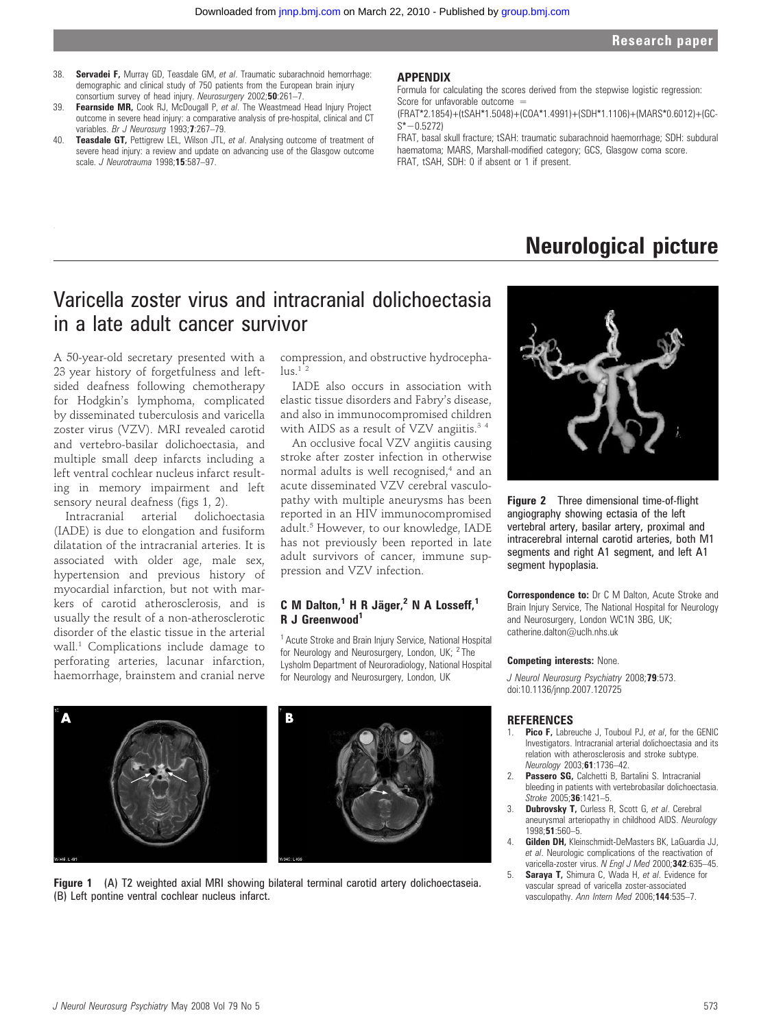38. **Servadei F,** Murray GD, Teasdale GM, *et al*. Traumatic subarachnoid hemorrhage: demographic and clinical study of 750 patients from the European brain injury consortium survey of head injury. *Neurosurgery* 2002;**50**:261–7.
39. **Fearnside MR,** Cook RJ, McDougall P, *et al*. The Weastmead Head Injury Project outcome in severe head injury: a comparative analysis of pre-hospital, clinical and CT variables. *Br J Neurosurg* 1993;**7**:267–79.
40. **Teasdale GT,** Pettigrew LEL, Wilson JTL, *et al*. Analysing outcome of treatment of severe head injury: a review and update on advancing use of the Glasgow outcome scale. *J Neurotrauma* 1998;**15**:587–97.

## APPENDIX

Formula for calculating the scores derived from the stepwise logistic regression:
Score for unfavorable outcome =
(FRAT*2.1854)+(tSAH*1.5048)+(COA*1.4991)+(SDH*1.1106)+(MARS*0.6012)+(GCS*−0.5272)

FRAT, basal skull fracture; tSAH: traumatic subarachnoid haemorrhage; SDH: subdural haematoma; MARS, Marshall-modified category; GCS, Glasgow coma score.
FRAT, tSAH, SDH: 0 if absent or 1 if present.

# Neurological picture

## Varicella zoster virus and intracranial dolichoectasia in a late adult cancer survivor

A 50-year-old secretary presented with a 23 year history of forgetfulness and left-sided deafness following chemotherapy for Hodgkin's lymphoma, complicated by disseminated tuberculosis and varicella zoster virus (VZV). MRI revealed carotid and vertebro-basilar dolichoectasia, and multiple small deep infarcts including a left ventral cochlear nucleus infarct resulting in memory impairment and left sensory neural deafness (figs 1, 2).

Intracranial arterial dolichoectasia (IADE) is due to elongation and fusiform dilatation of the intracranial arteries. It is associated with older age, male sex, hypertension and previous history of myocardial infarction, but not with markers of carotid atherosclerosis, and is usually the result of a non-atherosclerotic disorder of the elastic tissue in the arterial wall.[1] Complications include damage to perforating arteries, lacunar infarction, haemorrhage, brainstem and cranial nerve compression, and obstructive hydrocephalus.[1 2]

IADE also occurs in association with elastic tissue disorders and Fabry's disease, and also in immunocompromised children with AIDS as a result of VZV angiitis.[3 4]

An occlusive focal VZV angiitis causing stroke after zoster infection in otherwise normal adults is well recognised,[4] and an acute disseminated VZV cerebral vasculopathy with multiple aneurysms has been reported in an HIV immunocompromised adult.[5] However, to our knowledge, IADE has not previously been reported in late adult survivors of cancer, immune suppression and VZV infection.

**C M Dalton,[1] H R Jäger,[2] N A Losseff,[1] R J Greenwood[1]**

[1] Acute Stroke and Brain Injury Service, National Hospital for Neurology and Neurosurgery, London, UK; [2] The Lysholm Department of Neuroradiology, National Hospital for Neurology and Neurosurgery, London, UK

Figure 2 Three dimensional time-of-flight angiography showing ectasia of the left vertebral artery, basilar artery, proximal and intracerebral internal carotid arteries, both M1 segments and right A1 segment, and left A1 segment hypoplasia.

**Correspondence to:** Dr C M Dalton, Acute Stroke and Brain Injury Service, The National Hospital for Neurology and Neurosurgery, London WC1N 3BG, UK; catherine.dalton@uclh.nhs.uk

**Competing interests:** None.

*J Neurol Neurosurg Psychiatry* 2008;**79**:573. doi:10.1136/jnnp.2007.120725

Figure 1 (A) T2 weighted axial MRI showing bilateral terminal carotid artery dolichoectaseia. (B) Left pontine ventral cochlear nucleus infarct.

## REFERENCES

1. **Pico F,** Labreuche J, Touboul PJ, *et al*, for the GENIC Investigators. Intracranial arterial dolichoectasia and its relation with atherosclerosis and stroke subtype. *Neurology* 2003;**61**:1736–42.
2. **Passero SG,** Calchetti B, Bartalini S. Intracranial bleeding in patients with vertebrobasilar dolichoectasia. *Stroke* 2005;**36**:1421–5.
3. **Dubrovsky T,** Curless R, Scott G, *et al*. Cerebral aneurysmal arteriopathy in childhood AIDS. *Neurology* 1998;**51**:560–5.
4. **Gilden DH,** Kleinschmidt-DeMasters BK, LaGuardia JJ, *et al*. Neurologic complications of the reactivation of varicella-zoster virus. *N Engl J Med* 2000;**342**:635–45.
5. **Saraya T,** Shimura C, Wada H, *et al*. Evidence for vascular spread of varicella zoster-associated vasculopathy. *Ann Intern Med* 2006;**144**:535–7.